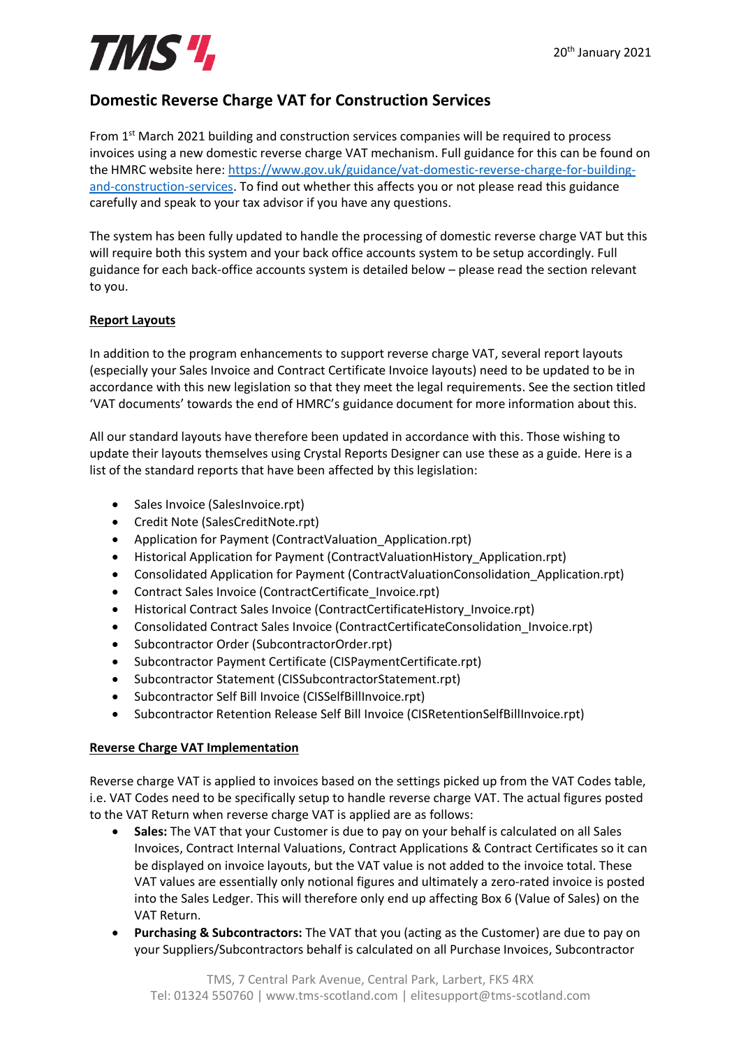20th January 2021

# Domestic Reverse Charge VAT for Construction Services

From 1st March 2021 building and construction services companies will be required to process invoices using a new domestic reverse charge VAT mechanism. Full guidance for this can be found on the HMRC website here: [https://www.gov.uk/guidance/vat-domestic-reverse-charge-for-building-and-construction-services](https://www.gov.uk/guidance/vat-domestic-reverse-charge-for-building-and-construction-services). To find out whether this affects you or not please read this guidance carefully and speak to your tax advisor if you have any questions.

The system has been fully updated to handle the processing of domestic reverse charge VAT but this will require both this system and your back office accounts system to be setup accordingly. Full guidance for each back-office accounts system is detailed below – please read the section relevant to you.

## Report Layouts

In addition to the program enhancements to support reverse charge VAT, several report layouts (especially your Sales Invoice and Contract Certificate Invoice layouts) need to be updated to be in accordance with this new legislation so that they meet the legal requirements. See the section titled 'VAT documents' towards the end of HMRC's guidance document for more information about this.

All our standard layouts have therefore been updated in accordance with this. Those wishing to update their layouts themselves using Crystal Reports Designer can use these as a guide. Here is a list of the standard reports that have been affected by this legislation:

- Sales Invoice (SalesInvoice.rpt)
- Credit Note (SalesCreditNote.rpt)
- Application for Payment (ContractValuation_Application.rpt)
- Historical Application for Payment (ContractValuationHistory_Application.rpt)
- Consolidated Application for Payment (ContractValuationConsolidation_Application.rpt)
- Contract Sales Invoice (ContractCertificate_Invoice.rpt)
- Historical Contract Sales Invoice (ContractCertificateHistory_Invoice.rpt)
- Consolidated Contract Sales Invoice (ContractCertificateConsolidation_Invoice.rpt)
- Subcontractor Order (SubcontractorOrder.rpt)
- Subcontractor Payment Certificate (CISPaymentCertificate.rpt)
- Subcontractor Statement (CISSubcontractorStatement.rpt)
- Subcontractor Self Bill Invoice (CISSelfBillInvoice.rpt)
- Subcontractor Retention Release Self Bill Invoice (CISRetentionSelfBillInvoice.rpt)

## Reverse Charge VAT Implementation

Reverse charge VAT is applied to invoices based on the settings picked up from the VAT Codes table, i.e. VAT Codes need to be specifically setup to handle reverse charge VAT. The actual figures posted to the VAT Return when reverse charge VAT is applied are as follows:

- **Sales:** The VAT that your Customer is due to pay on your behalf is calculated on all Sales Invoices, Contract Internal Valuations, Contract Applications & Contract Certificates so it can be displayed on invoice layouts, but the VAT value is not added to the invoice total. These VAT values are essentially only notional figures and ultimately a zero-rated invoice is posted into the Sales Ledger. This will therefore only end up affecting Box 6 (Value of Sales) on the VAT Return.
- **Purchasing & Subcontractors:** The VAT that you (acting as the Customer) are due to pay on your Suppliers/Subcontractors behalf is calculated on all Purchase Invoices, Subcontractor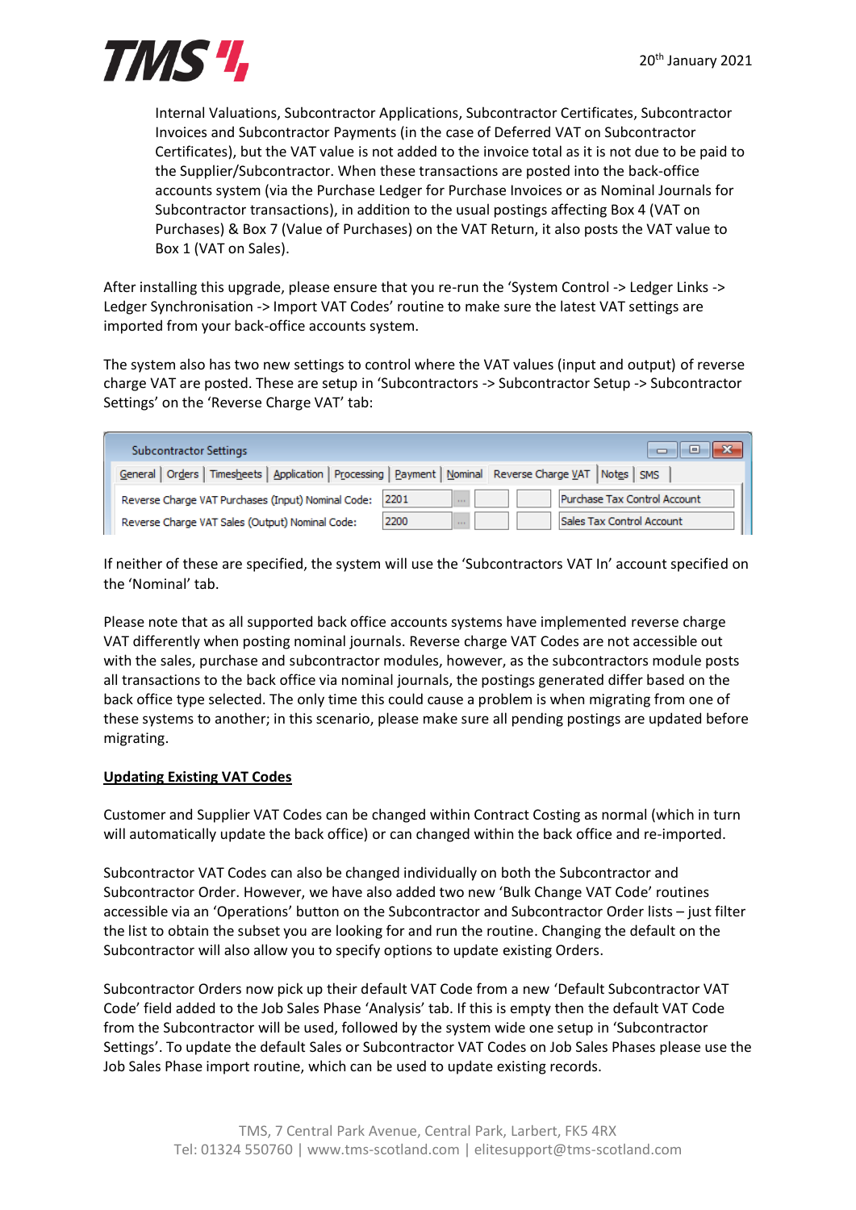Internal Valuations, Subcontractor Applications, Subcontractor Certificates, Subcontractor Invoices and Subcontractor Payments (in the case of Deferred VAT on Subcontractor Certificates), but the VAT value is not added to the invoice total as it is not due to be paid to the Supplier/Subcontractor. When these transactions are posted into the back-office accounts system (via the Purchase Ledger for Purchase Invoices or as Nominal Journals for Subcontractor transactions), in addition to the usual postings affecting Box 4 (VAT on Purchases) & Box 7 (Value of Purchases) on the VAT Return, it also posts the VAT value to Box 1 (VAT on Sales).

After installing this upgrade, please ensure that you re-run the 'System Control -> Ledger Links -> Ledger Synchronisation -> Import VAT Codes' routine to make sure the latest VAT settings are imported from your back-office accounts system.

The system also has two new settings to control where the VAT values (input and output) of reverse charge VAT are posted. These are setup in 'Subcontractors -> Subcontractor Setup -> Subcontractor Settings' on the 'Reverse Charge VAT' tab:

**Subcontractor Settings**

General | Orders | Timesheets | Application | Processing | Payment | Nominal | Reverse Charge VAT | Notes | SMS

| Setting | Code | Description |
|---|---|---|
| Reverse Charge VAT Purchases (Input) Nominal Code: | 2201 | Purchase Tax Control Account |
| Reverse Charge VAT Sales (Output) Nominal Code: | 2200 | Sales Tax Control Account |

If neither of these are specified, the system will use the 'Subcontractors VAT In' account specified on the 'Nominal' tab.

Please note that as all supported back office accounts systems have implemented reverse charge VAT differently when posting nominal journals. Reverse charge VAT Codes are not accessible out with the sales, purchase and subcontractor modules, however, as the subcontractors module posts all transactions to the back office via nominal journals, the postings generated differ based on the back office type selected. The only time this could cause a problem is when migrating from one of these systems to another; in this scenario, please make sure all pending postings are updated before migrating.

**Updating Existing VAT Codes**

Customer and Supplier VAT Codes can be changed within Contract Costing as normal (which in turn will automatically update the back office) or can changed within the back office and re-imported.

Subcontractor VAT Codes can also be changed individually on both the Subcontractor and Subcontractor Order. However, we have also added two new 'Bulk Change VAT Code' routines accessible via an 'Operations' button on the Subcontractor and Subcontractor Order lists – just filter the list to obtain the subset you are looking for and run the routine. Changing the default on the Subcontractor will also allow you to specify options to update existing Orders.

Subcontractor Orders now pick up their default VAT Code from a new 'Default Subcontractor VAT Code' field added to the Job Sales Phase 'Analysis' tab. If this is empty then the default VAT Code from the Subcontractor will be used, followed by the system wide one setup in 'Subcontractor Settings'. To update the default Sales or Subcontractor VAT Codes on Job Sales Phases please use the Job Sales Phase import routine, which can be used to update existing records.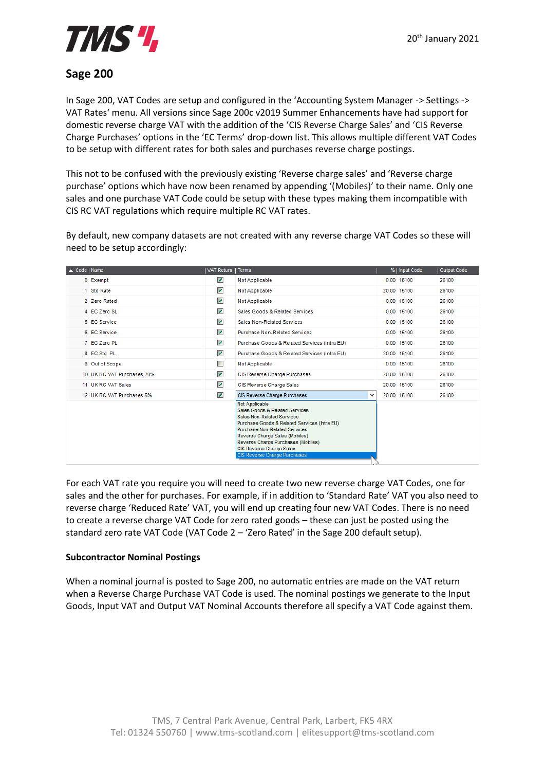## Sage 200

In Sage 200, VAT Codes are setup and configured in the 'Accounting System Manager -> Settings -> VAT Rates' menu. All versions since Sage 200c v2019 Summer Enhancements have had support for domestic reverse charge VAT with the addition of the 'CIS Reverse Charge Sales' and 'CIS Reverse Charge Purchases' options in the 'EC Terms' drop-down list. This allows multiple different VAT Codes to be setup with different rates for both sales and purchases reverse charge postings.

This not to be confused with the previously existing 'Reverse charge sales' and 'Reverse charge purchase' options which have now been renamed by appending '(Mobiles)' to their name. Only one sales and one purchase VAT Code could be setup with these types making them incompatible with CIS RC VAT regulations which require multiple RC VAT rates.

By default, new company datasets are not created with any reverse charge VAT Codes so these will need to be setup accordingly:

| Code | Name | VAT Return | Terms | % | Input Code | Output Code |
|---|---|---|---|---|---|---|
| 0 | Exempt | ☑ | Not Applicable | 0.00 | 15100 | 26100 |
| 1 | Std Rate | ☑ | Not Applicable | 20.00 | 15100 | 26100 |
| 2 | Zero Rated | ☑ | Not Applicable | 0.00 | 15100 | 26100 |
| 4 | EC Zero SL | ☑ | Sales Goods & Related Services | 0.00 | 15100 | 26100 |
| 5 | EC Service | ☑ | Sales Non-Related Services | 0.00 | 15100 | 26100 |
| 6 | EC Service | ☑ | Purchase Non-Related Services | 0.00 | 15100 | 26100 |
| 7 | EC Zero PL | ☑ | Purchase Goods & Related Services (Intra EU) | 0.00 | 15100 | 26100 |
| 8 | EC Std PL | ☑ | Purchase Goods & Related Services (Intra EU) | 20.00 | 15100 | 26100 |
| 9 | Out of Scope | ☐ | Not Applicable | 0.00 | 15100 | 26100 |
| 10 | UK RC VAT Purchases 20% | ☑ | CIS Reverse Charge Purchases | 20.00 | 15100 | 26100 |
| 11 | UK RC VAT Sales | ☑ | CIS Reverse Charge Sales | 20.00 | 15100 | 26100 |
| 12 | UK RC VAT Purchases 5% | ☑ | CIS Reverse Charge Purchases | 20.00 | 15100 | 26100 |

Terms drop-down options: Not Applicable; Sales Goods & Related Services; Sales Non-Related Services; Purchase Goods & Related Services (Intra EU); Purchase Non-Related Services; Reverse Charge Sales (Mobiles); Reverse Charge Purchases (Mobiles); CIS Reverse Charge Sales; CIS Reverse Charge Purchases

For each VAT rate you require you will need to create two new reverse charge VAT Codes, one for sales and the other for purchases. For example, if in addition to 'Standard Rate' VAT you also need to reverse charge 'Reduced Rate' VAT, you will end up creating four new VAT Codes. There is no need to create a reverse charge VAT Code for zero rated goods – these can just be posted using the standard zero rate VAT Code (VAT Code 2 – 'Zero Rated' in the Sage 200 default setup).

**Subcontractor Nominal Postings**

When a nominal journal is posted to Sage 200, no automatic entries are made on the VAT return when a Reverse Charge Purchase VAT Code is used. The nominal postings we generate to the Input Goods, Input VAT and Output VAT Nominal Accounts therefore all specify a VAT Code against them.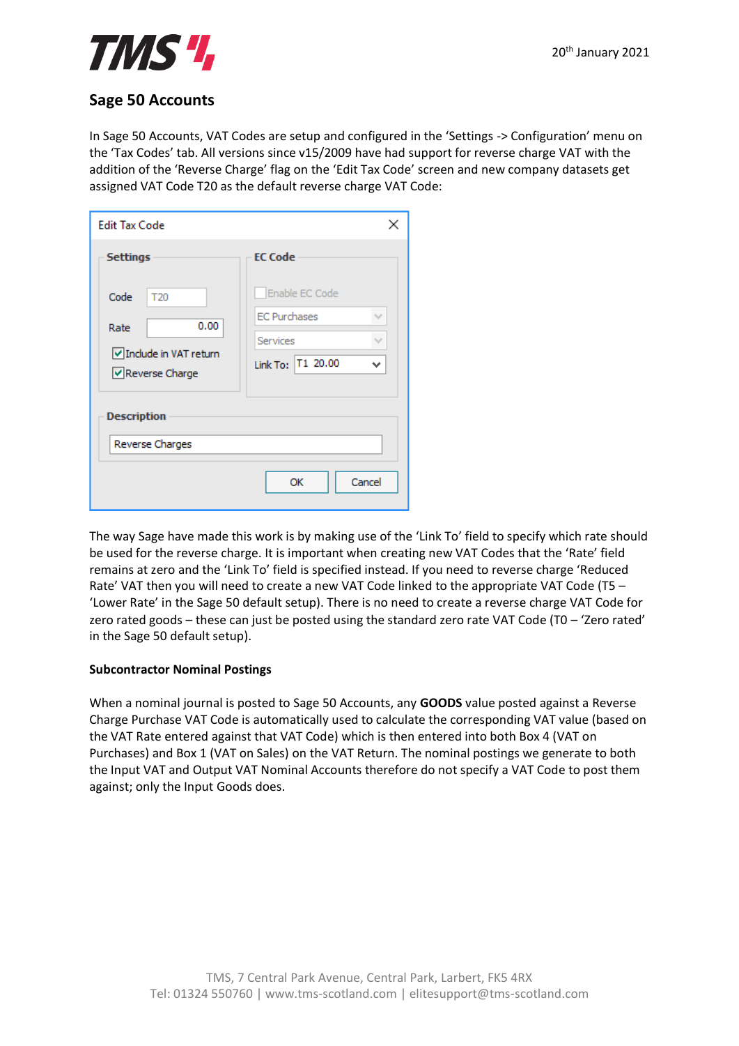## Sage 50 Accounts

In Sage 50 Accounts, VAT Codes are setup and configured in the 'Settings -> Configuration' menu on the 'Tax Codes' tab. All versions since v15/2009 have had support for reverse charge VAT with the addition of the 'Reverse Charge' flag on the 'Edit Tax Code' screen and new company datasets get assigned VAT Code T20 as the default reverse charge VAT Code:

The way Sage have made this work is by making use of the 'Link To' field to specify which rate should be used for the reverse charge. It is important when creating new VAT Codes that the 'Rate' field remains at zero and the 'Link To' field is specified instead. If you need to reverse charge 'Reduced Rate' VAT then you will need to create a new VAT Code linked to the appropriate VAT Code (T5 – 'Lower Rate' in the Sage 50 default setup). There is no need to create a reverse charge VAT Code for zero rated goods – these can just be posted using the standard zero rate VAT Code (T0 – 'Zero rated' in the Sage 50 default setup).

**Subcontractor Nominal Postings**

When a nominal journal is posted to Sage 50 Accounts, any **GOODS** value posted against a Reverse Charge Purchase VAT Code is automatically used to calculate the corresponding VAT value (based on the VAT Rate entered against that VAT Code) which is then entered into both Box 4 (VAT on Purchases) and Box 1 (VAT on Sales) on the VAT Return. The nominal postings we generate to both the Input VAT and Output VAT Nominal Accounts therefore do not specify a VAT Code to post them against; only the Input Goods does.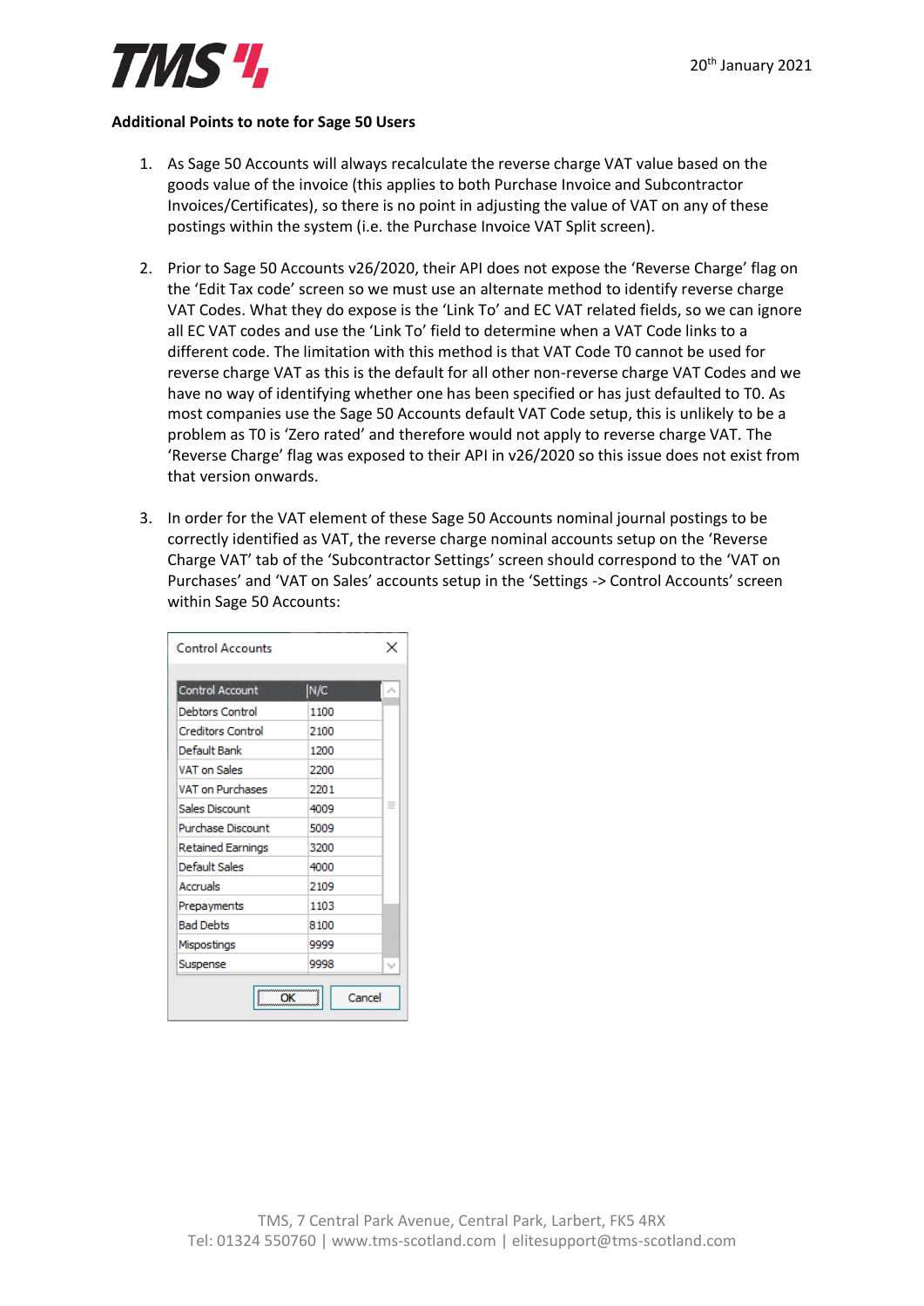20th January 2021

**Additional Points to note for Sage 50 Users**

1. As Sage 50 Accounts will always recalculate the reverse charge VAT value based on the goods value of the invoice (this applies to both Purchase Invoice and Subcontractor Invoices/Certificates), so there is no point in adjusting the value of VAT on any of these postings within the system (i.e. the Purchase Invoice VAT Split screen).

2. Prior to Sage 50 Accounts v26/2020, their API does not expose the 'Reverse Charge' flag on the 'Edit Tax code' screen so we must use an alternate method to identify reverse charge VAT Codes. What they do expose is the 'Link To' and EC VAT related fields, so we can ignore all EC VAT codes and use the 'Link To' field to determine when a VAT Code links to a different code. The limitation with this method is that VAT Code T0 cannot be used for reverse charge VAT as this is the default for all other non-reverse charge VAT Codes and we have no way of identifying whether one has been specified or has just defaulted to T0. As most companies use the Sage 50 Accounts default VAT Code setup, this is unlikely to be a problem as T0 is 'Zero rated' and therefore would not apply to reverse charge VAT. The 'Reverse Charge' flag was exposed to their API in v26/2020 so this issue does not exist from that version onwards.

3. In order for the VAT element of these Sage 50 Accounts nominal journal postings to be correctly identified as VAT, the reverse charge nominal accounts setup on the 'Reverse Charge VAT' tab of the 'Subcontractor Settings' screen should correspond to the 'VAT on Purchases' and 'VAT on Sales' accounts setup in the 'Settings -> Control Accounts' screen within Sage 50 Accounts:

**Control Accounts**

| Control Account | N/C |
|---|---|
| Debtors Control | 1100 |
| Creditors Control | 2100 |
| Default Bank | 1200 |
| VAT on Sales | 2200 |
| VAT on Purchases | 2201 |
| Sales Discount | 4009 |
| Purchase Discount | 5009 |
| Retained Earnings | 3200 |
| Default Sales | 4000 |
| Accruals | 2109 |
| Prepayments | 1103 |
| Bad Debts | 8100 |
| Mispostings | 9999 |
| Suspense | 9998 |

OK | Cancel

TMS, 7 Central Park Avenue, Central Park, Larbert, FK5 4RX
Tel: 01324 550760 | www.tms-scotland.com | elitesupport@tms-scotland.com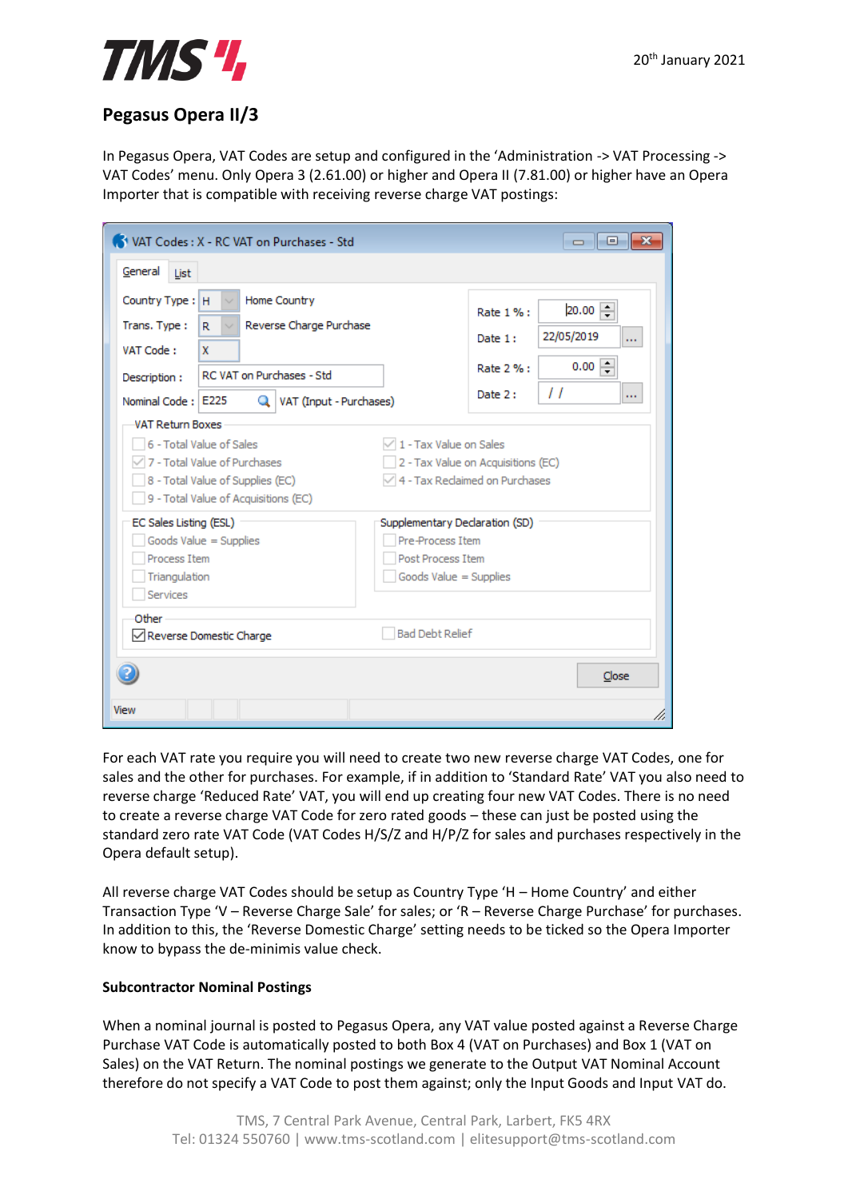## Pegasus Opera II/3

In Pegasus Opera, VAT Codes are setup and configured in the 'Administration -> VAT Processing -> VAT Codes' menu. Only Opera 3 (2.61.00) or higher and Opera II (7.81.00) or higher have an Opera Importer that is compatible with receiving reverse charge VAT postings:

For each VAT rate you require you will need to create two new reverse charge VAT Codes, one for sales and the other for purchases. For example, if in addition to 'Standard Rate' VAT you also need to reverse charge 'Reduced Rate' VAT, you will end up creating four new VAT Codes. There is no need to create a reverse charge VAT Code for zero rated goods – these can just be posted using the standard zero rate VAT Code (VAT Codes H/S/Z and H/P/Z for sales and purchases respectively in the Opera default setup).

All reverse charge VAT Codes should be setup as Country Type 'H – Home Country' and either Transaction Type 'V – Reverse Charge Sale' for sales; or 'R – Reverse Charge Purchase' for purchases. In addition to this, the 'Reverse Domestic Charge' setting needs to be ticked so the Opera Importer know to bypass the de-minimis value check.

**Subcontractor Nominal Postings**

When a nominal journal is posted to Pegasus Opera, any VAT value posted against a Reverse Charge Purchase VAT Code is automatically posted to both Box 4 (VAT on Purchases) and Box 1 (VAT on Sales) on the VAT Return. The nominal postings we generate to the Output VAT Nominal Account therefore do not specify a VAT Code to post them against; only the Input Goods and Input VAT do.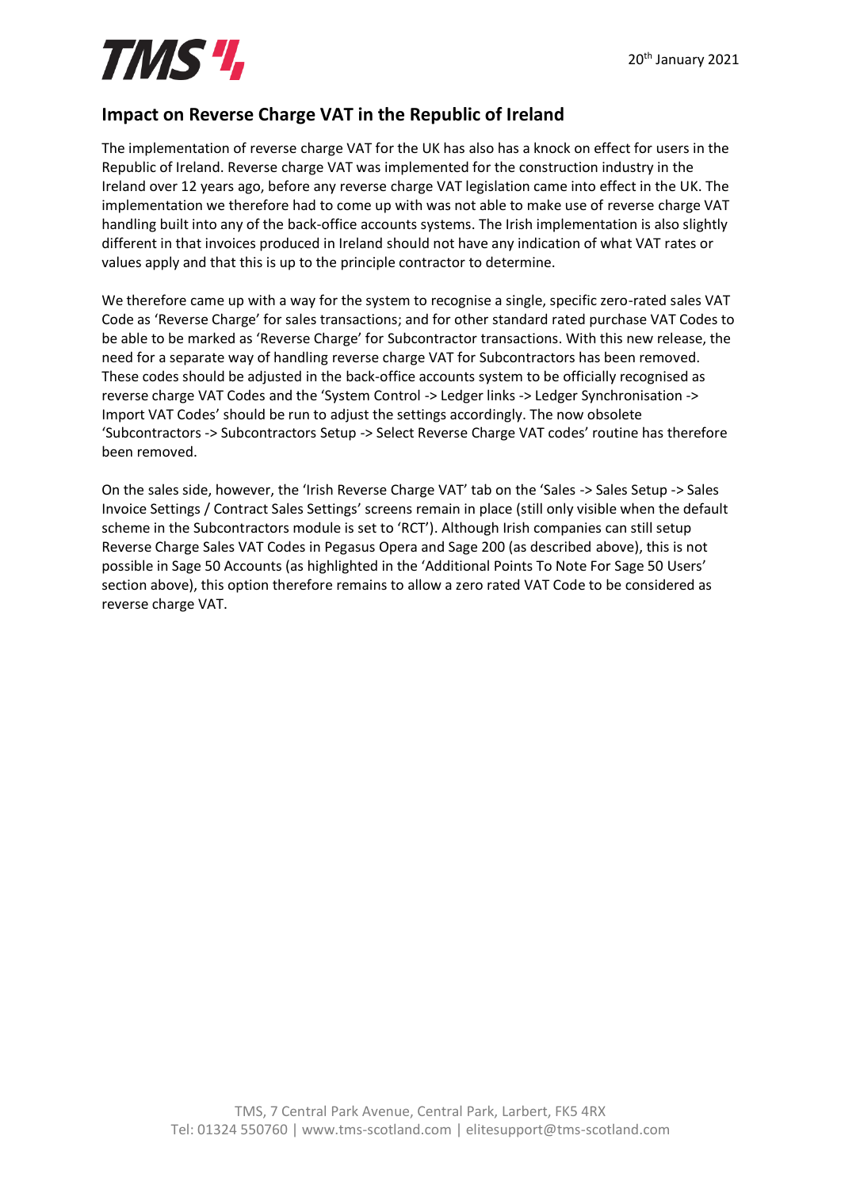## Impact on Reverse Charge VAT in the Republic of Ireland

The implementation of reverse charge VAT for the UK has also has a knock on effect for users in the Republic of Ireland. Reverse charge VAT was implemented for the construction industry in the Ireland over 12 years ago, before any reverse charge VAT legislation came into effect in the UK. The implementation we therefore had to come up with was not able to make use of reverse charge VAT handling built into any of the back-office accounts systems. The Irish implementation is also slightly different in that invoices produced in Ireland should not have any indication of what VAT rates or values apply and that this is up to the principle contractor to determine.

We therefore came up with a way for the system to recognise a single, specific zero-rated sales VAT Code as 'Reverse Charge' for sales transactions; and for other standard rated purchase VAT Codes to be able to be marked as 'Reverse Charge' for Subcontractor transactions. With this new release, the need for a separate way of handling reverse charge VAT for Subcontractors has been removed. These codes should be adjusted in the back-office accounts system to be officially recognised as reverse charge VAT Codes and the 'System Control -> Ledger links -> Ledger Synchronisation -> Import VAT Codes' should be run to adjust the settings accordingly. The now obsolete 'Subcontractors -> Subcontractors Setup -> Select Reverse Charge VAT codes' routine has therefore been removed.

On the sales side, however, the 'Irish Reverse Charge VAT' tab on the 'Sales -> Sales Setup -> Sales Invoice Settings / Contract Sales Settings' screens remain in place (still only visible when the default scheme in the Subcontractors module is set to 'RCT'). Although Irish companies can still setup Reverse Charge Sales VAT Codes in Pegasus Opera and Sage 200 (as described above), this is not possible in Sage 50 Accounts (as highlighted in the 'Additional Points To Note For Sage 50 Users' section above), this option therefore remains to allow a zero rated VAT Code to be considered as reverse charge VAT.